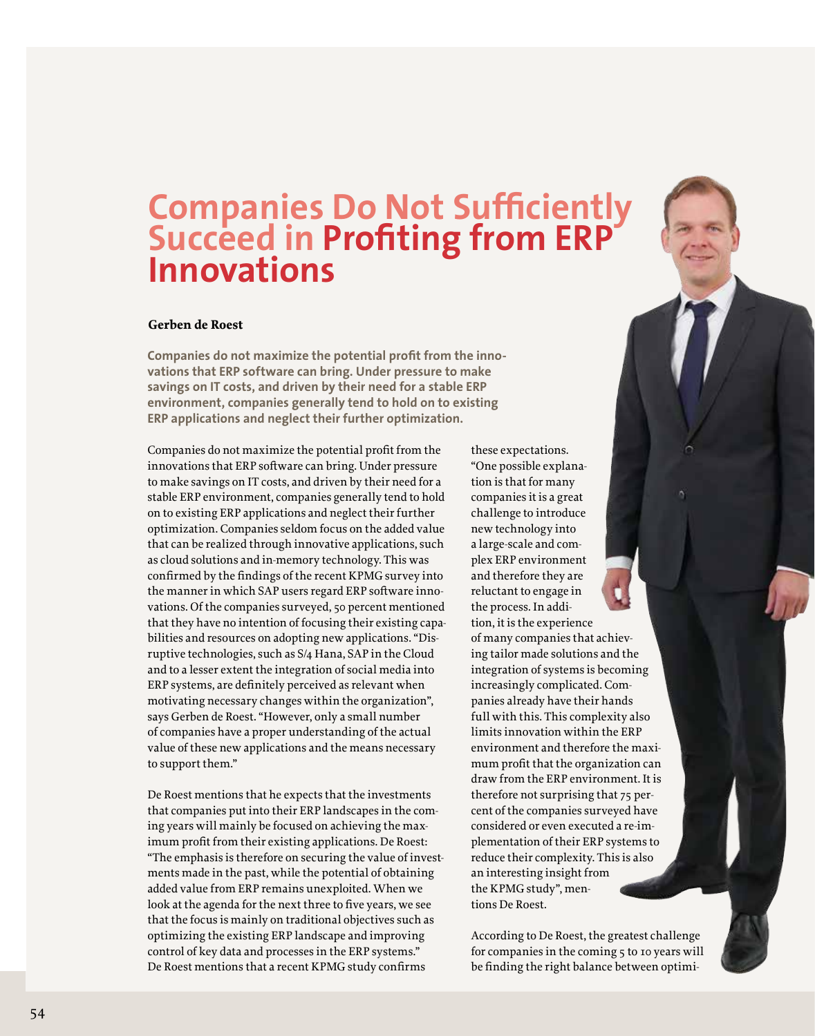# Companies Do Not Sufficiently Succeed in Profiting from ERP Innovations

**Gerben de Roest**

**Companies do not maximize the potential profit from the innovations that ERP software can bring. Under pressure to make savings on IT costs, and driven by their need for a stable ERP environment, companies generally tend to hold on to existing ERP applications and neglect their further optimization.**

Companies do not maximize the potential profit from the innovations that ERP software can bring. Under pressure to make savings on IT costs, and driven by their need for a stable ERP environment, companies generally tend to hold on to existing ERP applications and neglect their further optimization. Companies seldom focus on the added value that can be realized through innovative applications, such as cloud solutions and in-memory technology. This was confirmed by the findings of the recent KPMG survey into the manner in which SAP users regard ERP software innovations. Of the companies surveyed, 50 percent mentioned that they have no intention of focusing their existing capabilities and resources on adopting new applications. "Disruptive technologies, such as S/4 Hana, SAP in the Cloud and to a lesser extent the integration of social media into ERP systems, are definitely perceived as relevant when motivating necessary changes within the organization", says Gerben de Roest. "However, only a small number of companies have a proper understanding of the actual value of these new applications and the means necessary to support them."

De Roest mentions that he expects that the investments that companies put into their ERP landscapes in the coming years will mainly be focused on achieving the maximum profit from their existing applications. De Roest: "The emphasis is therefore on securing the value of investments made in the past, while the potential of obtaining added value from ERP remains unexploited. When we look at the agenda for the next three to five years, we see that the focus is mainly on traditional objectives such as optimizing the existing ERP landscape and improving control of key data and processes in the ERP systems." De Roest mentions that a recent KPMG study confirms these expectations. "One possible explanation is that for many companies it is a great challenge to introduce new technology into a large-scale and complex ERP environment and therefore they are reluctant to engage in the process. In addition, it is the experience of many companies that achieving tailor made solutions and the integration of systems is becoming increasingly complicated. Companies already have their hands full with this. This complexity also limits innovation within the ERP environment and therefore the maximum profit that the organization can draw from the ERP environment. It is therefore not surprising that 75 percent of the companies surveyed have considered or even executed a re-implementation of their ERP systems to reduce their complexity. This is also an interesting insight from the KPMG study", mentions De Roest.

According to De Roest, the greatest challenge for companies in the coming 5 to 10 years will be finding the right balance between optimi-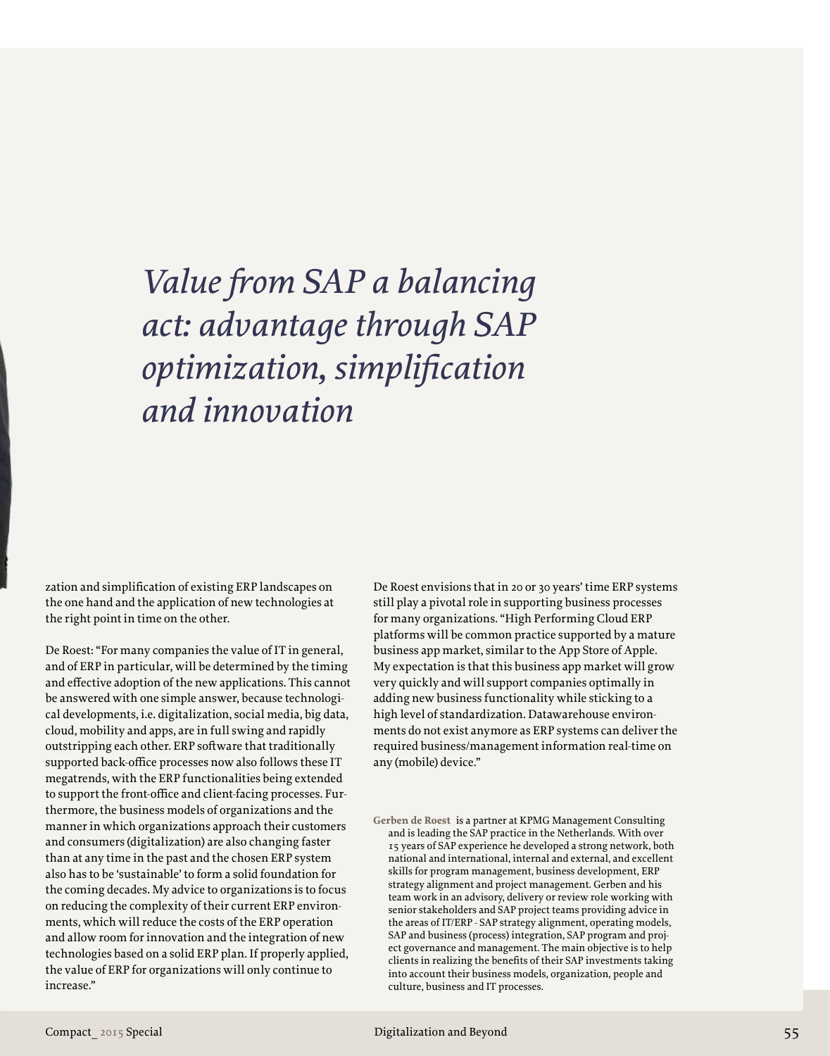*Value from SAP a balancing act: advantage through SAP optimization, simplification and innovation*

zation and simplification of existing ERP landscapes on the one hand and the application of new technologies at the right point in time on the other.

De Roest: "For many companies the value of IT in general, and of ERP in particular, will be determined by the timing and effective adoption of the new applications. This cannot be answered with one simple answer, because technological developments, i.e. digitalization, social media, big data, cloud, mobility and apps, are in full swing and rapidly outstripping each other. ERP software that traditionally supported back-office processes now also follows these IT megatrends, with the ERP functionalities being extended to support the front-office and client-facing processes. Furthermore, the business models of organizations and the manner in which organizations approach their customers and consumers (digitalization) are also changing faster than at any time in the past and the chosen ERP system also has to be 'sustainable' to form a solid foundation for the coming decades. My advice to organizations is to focus on reducing the complexity of their current ERP environments, which will reduce the costs of the ERP operation and allow room for innovation and the integration of new technologies based on a solid ERP plan. If properly applied, the value of ERP for organizations will only continue to increase."

De Roest envisions that in 20 or 30 years' time ERP systems still play a pivotal role in supporting business processes for many organizations. "High Performing Cloud ERP platforms will be common practice supported by a mature business app market, similar to the App Store of Apple. My expectation is that this business app market will grow very quickly and will support companies optimally in adding new business functionality while sticking to a high level of standardization. Datawarehouse environments do not exist anymore as ERP systems can deliver the required business/management information real-time on any (mobile) device."

**Gerben de Roest** is a partner at KPMG Management Consulting and is leading the SAP practice in the Netherlands. With over 15 years of SAP experience he developed a strong network, both national and international, internal and external, and excellent skills for program management, business development, ERP strategy alignment and project management. Gerben and his team work in an advisory, delivery or review role working with senior stakeholders and SAP project teams providing advice in the areas of IT/ERP - SAP strategy alignment, operating models, SAP and business (process) integration, SAP program and project governance and management. The main objective is to help clients in realizing the benefits of their SAP investments taking into account their business models, organization, people and culture, business and IT processes.